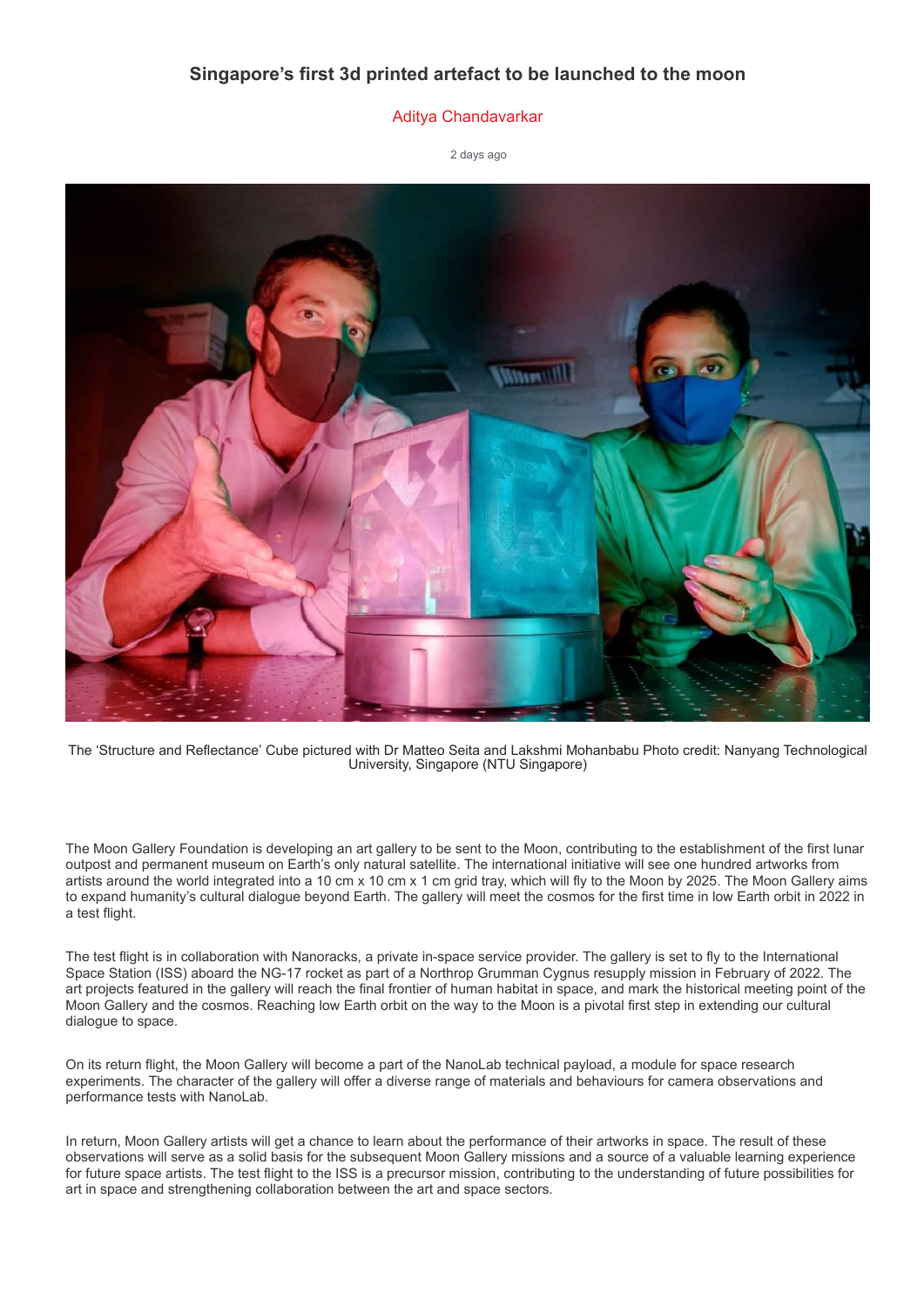# Singapore's first 3d printed artefact to be launched to the moon

Aditya Chandavarkar

2 days ago

The 'Structure and Reflectance' Cube pictured with Dr Matteo Seita and Lakshmi Mohanbabu Photo credit: Nanyang Technological University, Singapore (NTU Singapore)

The Moon Gallery Foundation is developing an art gallery to be sent to the Moon, contributing to the establishment of the first lunar outpost and permanent museum on Earth's only natural satellite. The international initiative will see one hundred artworks from artists around the world integrated into a 10 cm x 10 cm x 1 cm grid tray, which will fly to the Moon by 2025. The Moon Gallery aims to expand humanity's cultural dialogue beyond Earth. The gallery will meet the cosmos for the first time in low Earth orbit in 2022 in a test flight.

The test flight is in collaboration with Nanoracks, a private in-space service provider. The gallery is set to fly to the International Space Station (ISS) aboard the NG-17 rocket as part of a Northrop Grumman Cygnus resupply mission in February of 2022. The art projects featured in the gallery will reach the final frontier of human habitat in space, and mark the historical meeting point of the Moon Gallery and the cosmos. Reaching low Earth orbit on the way to the Moon is a pivotal first step in extending our cultural dialogue to space.

On its return flight, the Moon Gallery will become a part of the NanoLab technical payload, a module for space research experiments. The character of the gallery will offer a diverse range of materials and behaviours for camera observations and performance tests with NanoLab.

In return, Moon Gallery artists will get a chance to learn about the performance of their artworks in space. The result of these observations will serve as a solid basis for the subsequent Moon Gallery missions and a source of a valuable learning experience for future space artists. The test flight to the ISS is a precursor mission, contributing to the understanding of future possibilities for art in space and strengthening collaboration between the art and space sectors.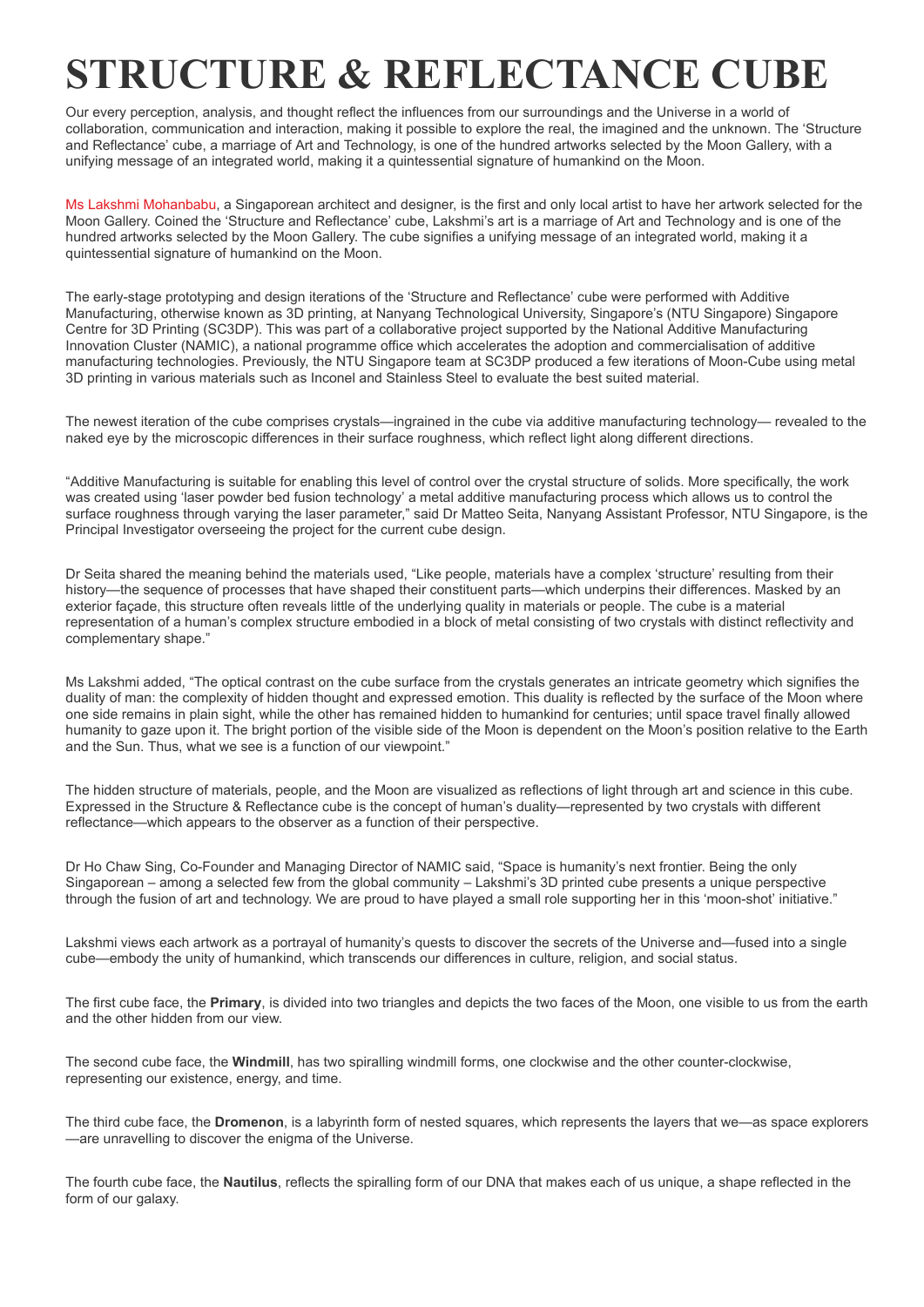# STRUCTURE & REFLECTANCE CUBE

Our every perception, analysis, and thought reflect the influences from our surroundings and the Universe in a world of collaboration, communication and interaction, making it possible to explore the real, the imagined and the unknown. The 'Structure and Reflectance' cube, a marriage of Art and Technology, is one of the hundred artworks selected by the Moon Gallery, with a unifying message of an integrated world, making it a quintessential signature of humankind on the Moon.

Ms Lakshmi Mohanbabu, a Singaporean architect and designer, is the first and only local artist to have her artwork selected for the Moon Gallery. Coined the 'Structure and Reflectance' cube, Lakshmi's art is a marriage of Art and Technology and is one of the hundred artworks selected by the Moon Gallery. The cube signifies a unifying message of an integrated world, making it a quintessential signature of humankind on the Moon.

The early-stage prototyping and design iterations of the 'Structure and Reflectance' cube were performed with Additive Manufacturing, otherwise known as 3D printing, at Nanyang Technological University, Singapore's (NTU Singapore) Singapore Centre for 3D Printing (SC3DP). This was part of a collaborative project supported by the National Additive Manufacturing Innovation Cluster (NAMIC), a national programme office which accelerates the adoption and commercialisation of additive manufacturing technologies. Previously, the NTU Singapore team at SC3DP produced a few iterations of Moon-Cube using metal 3D printing in various materials such as Inconel and Stainless Steel to evaluate the best suited material.

The newest iteration of the cube comprises crystals—ingrained in the cube via additive manufacturing technology— revealed to the naked eye by the microscopic differences in their surface roughness, which reflect light along different directions.

"Additive Manufacturing is suitable for enabling this level of control over the crystal structure of solids. More specifically, the work was created using 'laser powder bed fusion technology' a metal additive manufacturing process which allows us to control the surface roughness through varying the laser parameter," said Dr Matteo Seita, Nanyang Assistant Professor, NTU Singapore, is the Principal Investigator overseeing the project for the current cube design.

Dr Seita shared the meaning behind the materials used, "Like people, materials have a complex 'structure' resulting from their history—the sequence of processes that have shaped their constituent parts—which underpins their differences. Masked by an exterior façade, this structure often reveals little of the underlying quality in materials or people. The cube is a material representation of a human's complex structure embodied in a block of metal consisting of two crystals with distinct reflectivity and complementary shape."

Ms Lakshmi added, "The optical contrast on the cube surface from the crystals generates an intricate geometry which signifies the duality of man: the complexity of hidden thought and expressed emotion. This duality is reflected by the surface of the Moon where one side remains in plain sight, while the other has remained hidden to humankind for centuries; until space travel finally allowed humanity to gaze upon it. The bright portion of the visible side of the Moon is dependent on the Moon's position relative to the Earth and the Sun. Thus, what we see is a function of our viewpoint."

The hidden structure of materials, people, and the Moon are visualized as reflections of light through art and science in this cube. Expressed in the Structure & Reflectance cube is the concept of human's duality—represented by two crystals with different reflectance—which appears to the observer as a function of their perspective.

Dr Ho Chaw Sing, Co-Founder and Managing Director of NAMIC said, "Space is humanity's next frontier. Being the only Singaporean – among a selected few from the global community – Lakshmi's 3D printed cube presents a unique perspective through the fusion of art and technology. We are proud to have played a small role supporting her in this 'moon-shot' initiative."

Lakshmi views each artwork as a portrayal of humanity's quests to discover the secrets of the Universe and—fused into a single cube—embody the unity of humankind, which transcends our differences in culture, religion, and social status.

The first cube face, the **Primary**, is divided into two triangles and depicts the two faces of the Moon, one visible to us from the earth and the other hidden from our view.

The second cube face, the **Windmill**, has two spiralling windmill forms, one clockwise and the other counter-clockwise, representing our existence, energy, and time.

The third cube face, the **Dromenon**, is a labyrinth form of nested squares, which represents the layers that we—as space explorers—are unravelling to discover the enigma of the Universe.

The fourth cube face, the **Nautilus**, reflects the spiralling form of our DNA that makes each of us unique, a shape reflected in the form of our galaxy.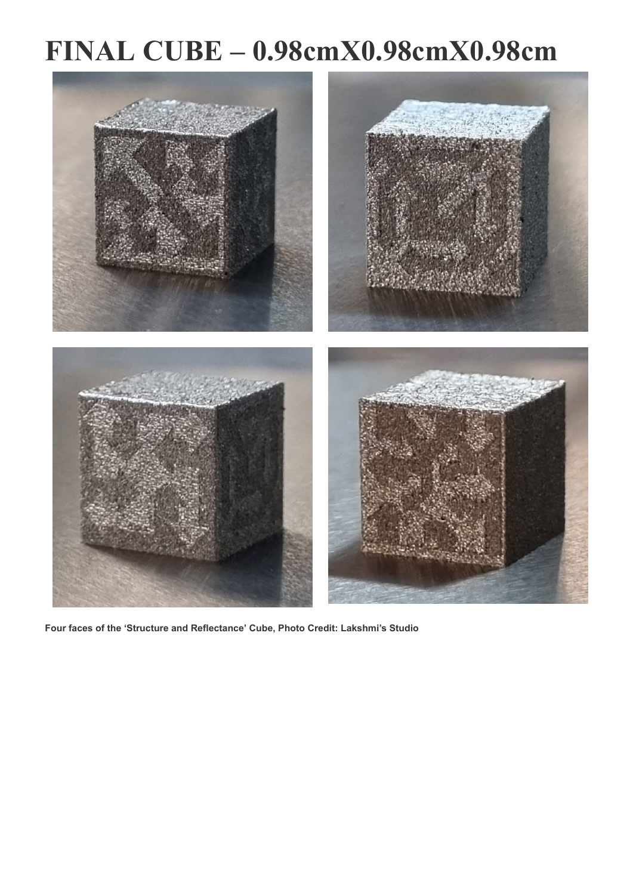# FINAL CUBE – 0.98cmX0.98cmX0.98cm

**Four faces of the 'Structure and Reflectance' Cube, Photo Credit: Lakshmi's Studio**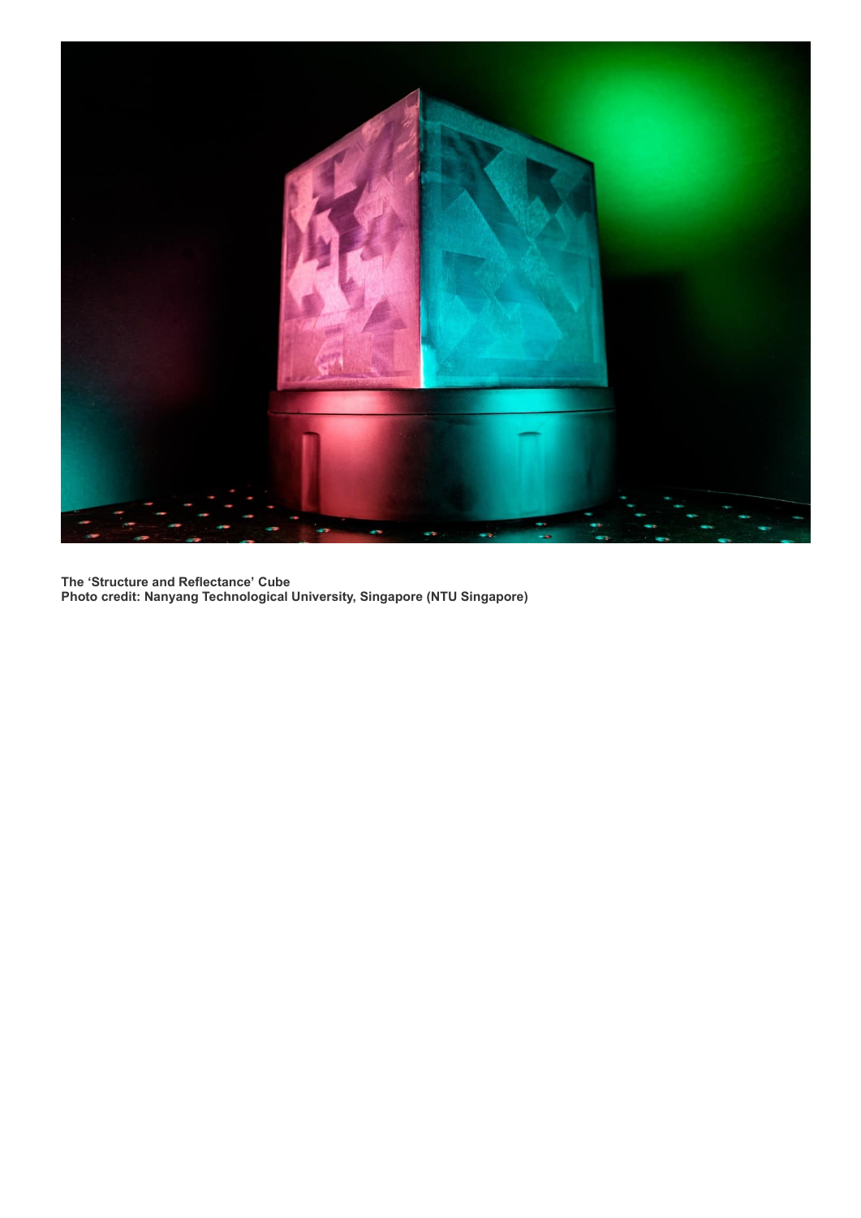**The ‘Structure and Reflectance’ Cube**
**Photo credit: Nanyang Technological University, Singapore (NTU Singapore)**